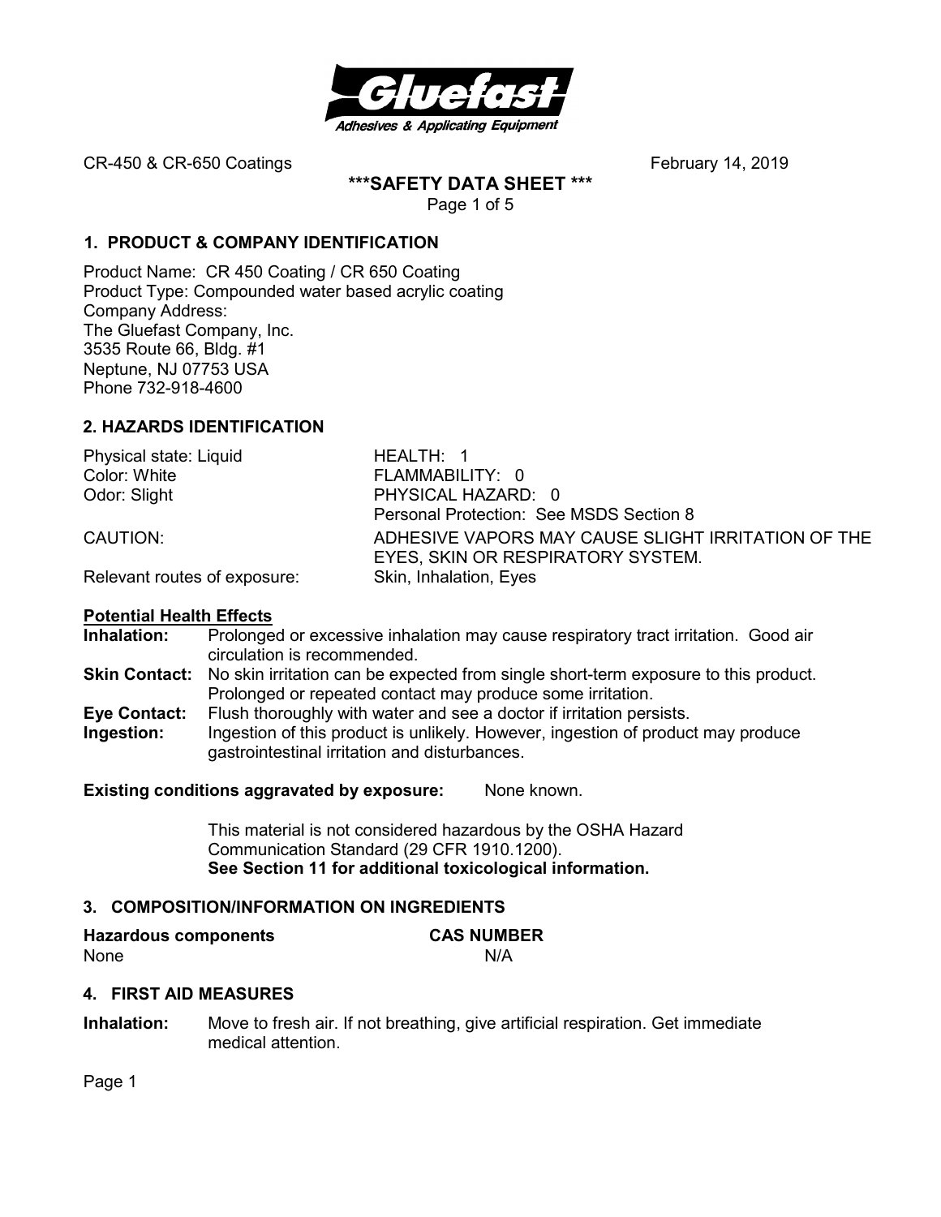CR-450 & CR-650 Coatings February 14, 2019

# \*\*\*SAFETY DATA SHEET \*\*\*

## 1. PRODUCT & COMPANY IDENTIFICATION

Product Name: CR 450 Coating / CR 650 Coating
Product Type: Compounded water based acrylic coating
Company Address:
The Gluefast Company, Inc.
3535 Route 66, Bldg. #1
Neptune, NJ 07753 USA
Phone 732-918-4600

## 2. HAZARDS IDENTIFICATION

| | |
|---|---|
| Physical state: Liquid | HEALTH: 1 |
| Color: White | FLAMMABILITY: 0 |
| Odor: Slight | PHYSICAL HAZARD: 0 |
| | Personal Protection: See MSDS Section 8 |
| CAUTION: | ADHESIVE VAPORS MAY CAUSE SLIGHT IRRITATION OF THE EYES, SKIN OR RESPIRATORY SYSTEM. |
| Relevant routes of exposure: | Skin, Inhalation, Eyes |

**Potential Health Effects**

**Inhalation:** Prolonged or excessive inhalation may cause respiratory tract irritation. Good air circulation is recommended.

**Skin Contact:** No skin irritation can be expected from single short-term exposure to this product. Prolonged or repeated contact may produce some irritation.

**Eye Contact:** Flush thoroughly with water and see a doctor if irritation persists.

**Ingestion:** Ingestion of this product is unlikely. However, ingestion of product may produce gastrointestinal irritation and disturbances.

**Existing conditions aggravated by exposure:** None known.

This material is not considered hazardous by the OSHA Hazard Communication Standard (29 CFR 1910.1200).
**See Section 11 for additional toxicological information.**

## 3. COMPOSITION/INFORMATION ON INGREDIENTS

| Hazardous components | CAS NUMBER |
|---|---|
| None | N/A |

## 4. FIRST AID MEASURES

**Inhalation:** Move to fresh air. If not breathing, give artificial respiration. Get immediate medical attention.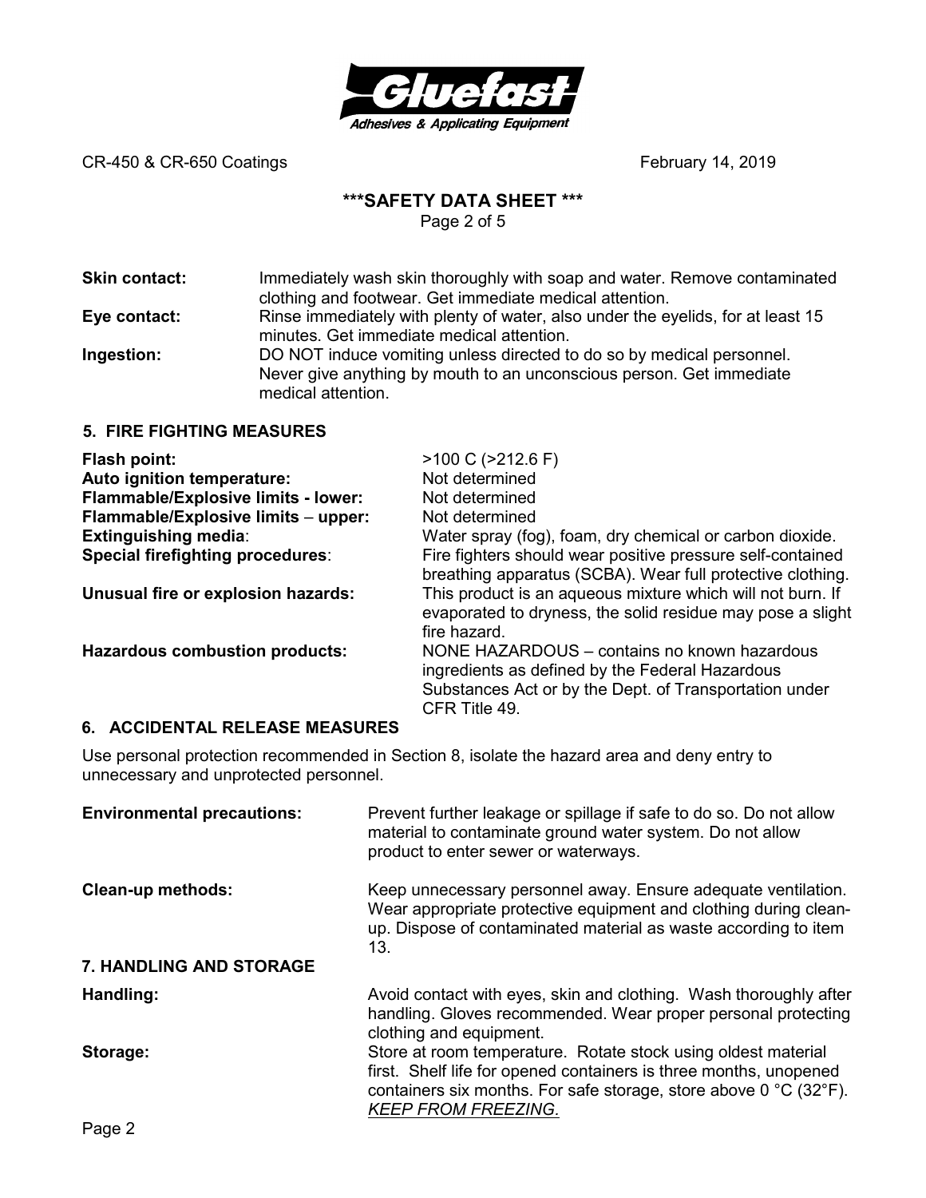**Skin contact:** Immediately wash skin thoroughly with soap and water. Remove contaminated clothing and footwear. Get immediate medical attention.

**Eye contact:** Rinse immediately with plenty of water, also under the eyelids, for at least 15 minutes. Get immediate medical attention.

**Ingestion:** DO NOT induce vomiting unless directed to do so by medical personnel. Never give anything by mouth to an unconscious person. Get immediate medical attention.

## 5. FIRE FIGHTING MEASURES

**Flash point:** >100 C (>212.6 F)

**Auto ignition temperature:** Not determined

**Flammable/Explosive limits - lower:** Not determined

**Flammable/Explosive limits – upper:** Not determined

**Extinguishing media**: Water spray (fog), foam, dry chemical or carbon dioxide.

**Special firefighting procedures**: Fire fighters should wear positive pressure self-contained breathing apparatus (SCBA). Wear full protective clothing.

**Unusual fire or explosion hazards:** This product is an aqueous mixture which will not burn. If evaporated to dryness, the solid residue may pose a slight fire hazard.

**Hazardous combustion products:** NONE HAZARDOUS – contains no known hazardous ingredients as defined by the Federal Hazardous Substances Act or by the Dept. of Transportation under CFR Title 49.

## 6. ACCIDENTAL RELEASE MEASURES

Use personal protection recommended in Section 8, isolate the hazard area and deny entry to unnecessary and unprotected personnel.

**Environmental precautions:** Prevent further leakage or spillage if safe to do so. Do not allow material to contaminate ground water system. Do not allow product to enter sewer or waterways.

**Clean-up methods:** Keep unnecessary personnel away. Ensure adequate ventilation. Wear appropriate protective equipment and clothing during clean-up. Dispose of contaminated material as waste according to item 13.

## 7. HANDLING AND STORAGE

**Handling:** Avoid contact with eyes, skin and clothing. Wash thoroughly after handling. Gloves recommended. Wear proper personal protecting clothing and equipment.

**Storage:** Store at room temperature. Rotate stock using oldest material first. Shelf life for opened containers is three months, unopened containers six months. For safe storage, store above 0 °C (32°F). *KEEP FROM FREEZING.*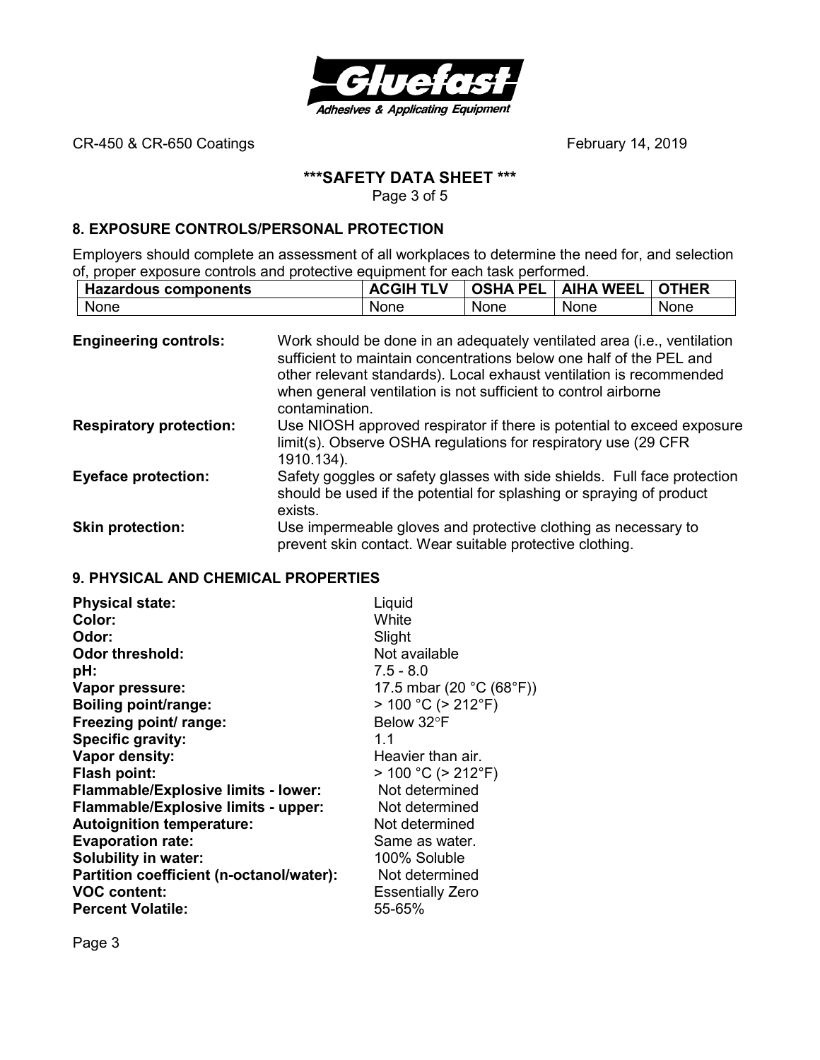## 8. EXPOSURE CONTROLS/PERSONAL PROTECTION

Employers should complete an assessment of all workplaces to determine the need for, and selection of, proper exposure controls and protective equipment for each task performed.

| Hazardous components | ACGIH TLV | OSHA PEL | AIHA WEEL | OTHER |
|---|---|---|---|---|
| None | None | None | None | None |

**Engineering controls:** Work should be done in an adequately ventilated area (i.e., ventilation sufficient to maintain concentrations below one half of the PEL and other relevant standards). Local exhaust ventilation is recommended when general ventilation is not sufficient to control airborne contamination.

**Respiratory protection:** Use NIOSH approved respirator if there is potential to exceed exposure limit(s). Observe OSHA regulations for respiratory use (29 CFR 1910.134).

**Eyeface protection:** Safety goggles or safety glasses with side shields. Full face protection should be used if the potential for splashing or spraying of product exists.

**Skin protection:** Use impermeable gloves and protective clothing as necessary to prevent skin contact. Wear suitable protective clothing.

## 9. PHYSICAL AND CHEMICAL PROPERTIES

**Physical state:** Liquid
**Color:** White
**Odor:** Slight
**Odor threshold:** Not available
**pH:** 7.5 - 8.0
**Vapor pressure:** 17.5 mbar (20 °C (68°F))
**Boiling point/range:** > 100 °C (> 212°F)
**Freezing point/ range:** Below 32°F
**Specific gravity:** 1.1
**Vapor density:** Heavier than air.
**Flash point:** > 100 °C (> 212°F)
**Flammable/Explosive limits - lower:** Not determined
**Flammable/Explosive limits - upper:** Not determined
**Autoignition temperature:** Not determined
**Evaporation rate:** Same as water.
**Solubility in water:** 100% Soluble
**Partition coefficient (n-octanol/water):** Not determined
**VOC content:** Essentially Zero
**Percent Volatile:** 55-65%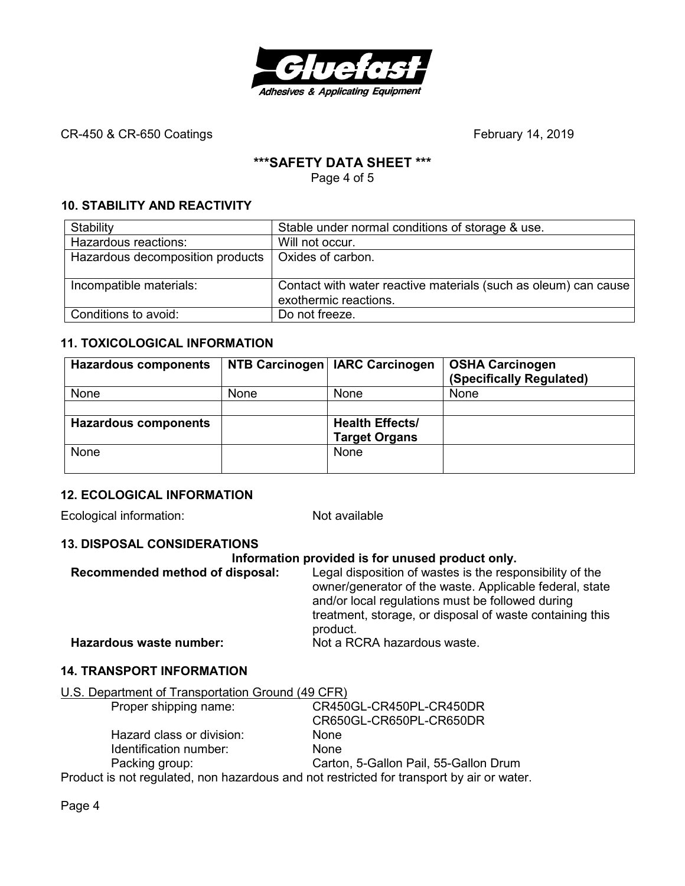CR-450 & CR-650 Coatings February 14, 2019

**\*\*\*SAFETY DATA SHEET \*\*\***

## 10. STABILITY AND REACTIVITY

| Stability | Stable under normal conditions of storage & use. |
|---|---|
| Hazardous reactions: | Will not occur. |
| Hazardous decomposition products | Oxides of carbon. |
| Incompatible materials: | Contact with water reactive materials (such as oleum) can cause exothermic reactions. |
| Conditions to avoid: | Do not freeze. |

## 11. TOXICOLOGICAL INFORMATION

| Hazardous components | NTB Carcinogen | IARC Carcinogen | OSHA Carcinogen (Specifically Regulated) |
|---|---|---|---|
| None | None | None | None |
| | | | |
| **Hazardous components** | | **Health Effects/ Target Organs** | |
| None | | None | |

## 12. ECOLOGICAL INFORMATION

Ecological information: Not available

## 13. DISPOSAL CONSIDERATIONS

**Information provided is for unused product only.**

**Recommended method of disposal:** Legal disposition of wastes is the responsibility of the owner/generator of the waste. Applicable federal, state and/or local regulations must be followed during treatment, storage, or disposal of waste containing this product.

**Hazardous waste number:** Not a RCRA hazardous waste.

## 14. TRANSPORT INFORMATION

U.S. Department of Transportation Ground (49 CFR)

Proper shipping name: CR450GL-CR450PL-CR450DR
CR650GL-CR650PL-CR650DR

Hazard class or division: None

Identification number: None

Packing group: Carton, 5-Gallon Pail, 55-Gallon Drum

Product is not regulated, non hazardous and not restricted for transport by air or water.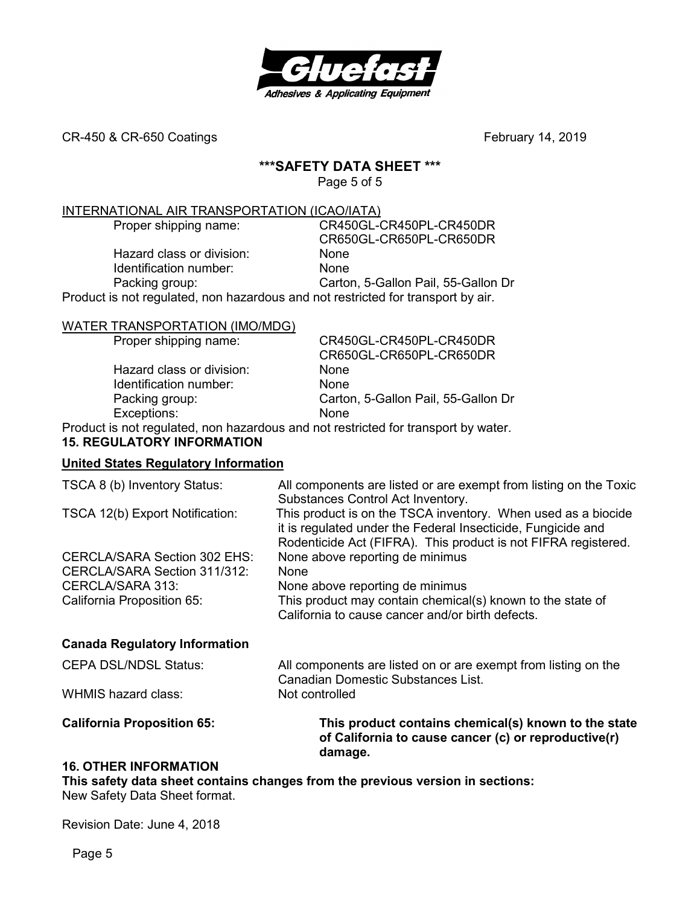INTERNATIONAL AIR TRANSPORTATION (ICAO/IATA)

| | |
|---|---|
| Proper shipping name: | CR450GL-CR450PL-CR450DR CR650GL-CR650PL-CR650DR |
| Hazard class or division: | None |
| Identification number: | None |
| Packing group: | Carton, 5-Gallon Pail, 55-Gallon Dr |

Product is not regulated, non hazardous and not restricted for transport by air.

WATER TRANSPORTATION (IMO/MDG)

| | |
|---|---|
| Proper shipping name: | CR450GL-CR450PL-CR450DR CR650GL-CR650PL-CR650DR |
| Hazard class or division: | None |
| Identification number: | None |
| Packing group: | Carton, 5-Gallon Pail, 55-Gallon Dr |
| Exceptions: | None |

Product is not regulated, non hazardous and not restricted for transport by water.

## 15. REGULATORY INFORMATION

### United States Regulatory Information

| | |
|---|---|
| TSCA 8 (b) Inventory Status: | All components are listed or are exempt from listing on the Toxic Substances Control Act Inventory. |
| TSCA 12(b) Export Notification: | This product is on the TSCA inventory. When used as a biocide it is regulated under the Federal Insecticide, Fungicide and Rodenticide Act (FIFRA). This product is not FIFRA registered. |
| CERCLA/SARA Section 302 EHS: | None above reporting de minimus |
| CERCLA/SARA Section 311/312: | None |
| CERCLA/SARA 313: | None above reporting de minimus |
| California Proposition 65: | This product may contain chemical(s) known to the state of California to cause cancer and/or birth defects. |

### Canada Regulatory Information

| | |
|---|---|
| CEPA DSL/NDSL Status: | All components are listed on or are exempt from listing on the Canadian Domestic Substances List. |
| WHMIS hazard class: | Not controlled |

**California Proposition 65:** **This product contains chemical(s) known to the state of California to cause cancer (c) or reproductive(r) damage.**

## 16. OTHER INFORMATION

**This safety data sheet contains changes from the previous version in sections:**
New Safety Data Sheet format.

Revision Date: June 4, 2018